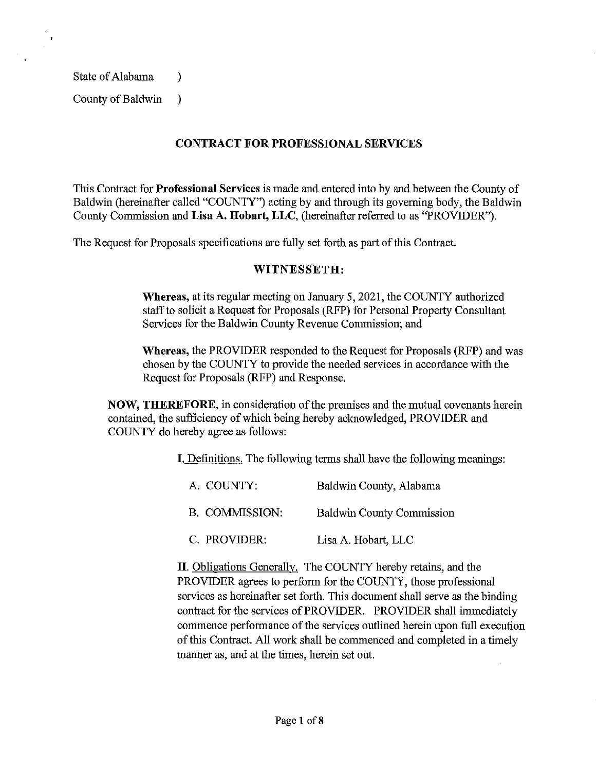State of Alabama )

County of Baldwin )

## CONTRACT FOR PROFESSIONAL SERVICES

This Contract for **Professional Services** is made and entered into by and between the County of Baldwin (hereinafter called "COUNTY") acting by and through its governing body, the Baldwin County Commission and **Lisa A. Hobart, LLC**, (hereinafter referred to as "PROVIDER").

The Request for Proposals specifications are fully set forth as part of this Contract.

### WITNESSETH:

**Whereas,** at its regular meeting on January 5, 2021, the COUNTY authorized staff to solicit a Request for Proposals (RFP) for Personal Property Consultant Services for the Baldwin County Revenue Commission; and

**Whereas,** the PROVIDER responded to the Request for Proposals (RFP) and was chosen by the COUNTY to provide the needed services in accordance with the Request for Proposals (RFP) and Response.

**NOW, THEREFORE,** in consideration of the premises and the mutual covenants herein contained, the sufficiency of which being hereby acknowledged, PROVIDER and COUNTY do hereby agree as follows:

**I.** Definitions. The following terms shall have the following meanings:

A. COUNTY: Baldwin County, Alabama

B. COMMISSION: Baldwin County Commission

C. PROVIDER: Lisa A. Hobart, LLC

**II.** Obligations Generally. The COUNTY hereby retains, and the PROVIDER agrees to perform for the COUNTY, those professional services as hereinafter set forth. This document shall serve as the binding contract for the services of PROVIDER. PROVIDER shall immediately commence performance of the services outlined herein upon full execution of this Contract. All work shall be commenced and completed in a timely manner as, and at the times, herein set out.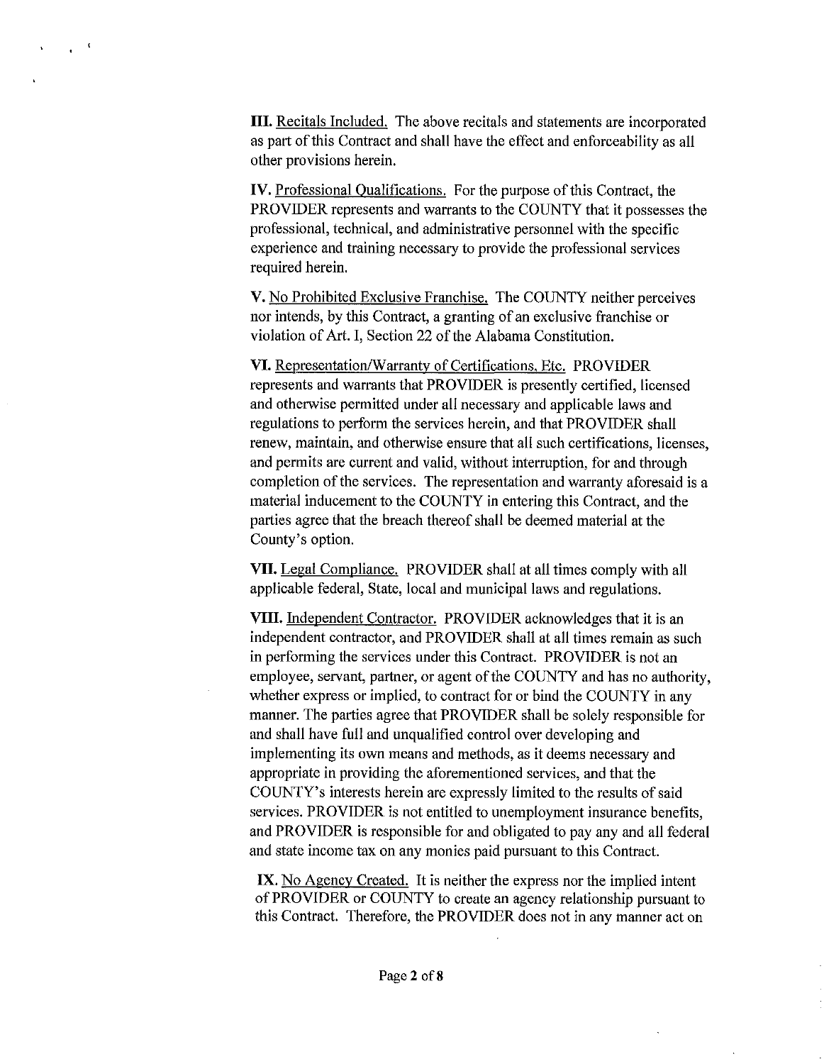**III.** <u>Recitals Included.</u> The above recitals and statements are incorporated as part of this Contract and shall have the effect and enforceability as all other provisions herein.

**IV.** <u>Professional Qualifications.</u> For the purpose of this Contract, the PROVIDER represents and warrants to the COUNTY that it possesses the professional, technical, and administrative personnel with the specific experience and training necessary to provide the professional services required herein.

**V.** <u>No Prohibited Exclusive Franchise.</u> The COUNTY neither perceives nor intends, by this Contract, a granting of an exclusive franchise or violation of Art. I, Section 22 of the Alabama Constitution.

**VI.** <u>Representation/Warranty of Certifications, Etc.</u> PROVIDER represents and warrants that PROVIDER is presently certified, licensed and otherwise permitted under all necessary and applicable laws and regulations to perform the services herein, and that PROVIDER shall renew, maintain, and otherwise ensure that all such certifications, licenses, and permits are current and valid, without interruption, for and through completion of the services. The representation and warranty aforesaid is a material inducement to the COUNTY in entering this Contract, and the parties agree that the breach thereof shall be deemed material at the County's option.

**VII.** <u>Legal Compliance.</u> PROVIDER shall at all times comply with all applicable federal, State, local and municipal laws and regulations.

**VIII.** <u>Independent Contractor.</u> PROVIDER acknowledges that it is an independent contractor, and PROVIDER shall at all times remain as such in performing the services under this Contract. PROVIDER is not an employee, servant, partner, or agent of the COUNTY and has no authority, whether express or implied, to contract for or bind the COUNTY in any manner. The parties agree that PROVIDER shall be solely responsible for and shall have full and unqualified control over developing and implementing its own means and methods, as it deems necessary and appropriate in providing the aforementioned services, and that the COUNTY's interests herein are expressly limited to the results of said services. PROVIDER is not entitled to unemployment insurance benefits, and PROVIDER is responsible for and obligated to pay any and all federal and state income tax on any monies paid pursuant to this Contract.

**IX.** <u>No Agency Created.</u> It is neither the express nor the implied intent of PROVIDER or COUNTY to create an agency relationship pursuant to this Contract. Therefore, the PROVIDER does not in any manner act on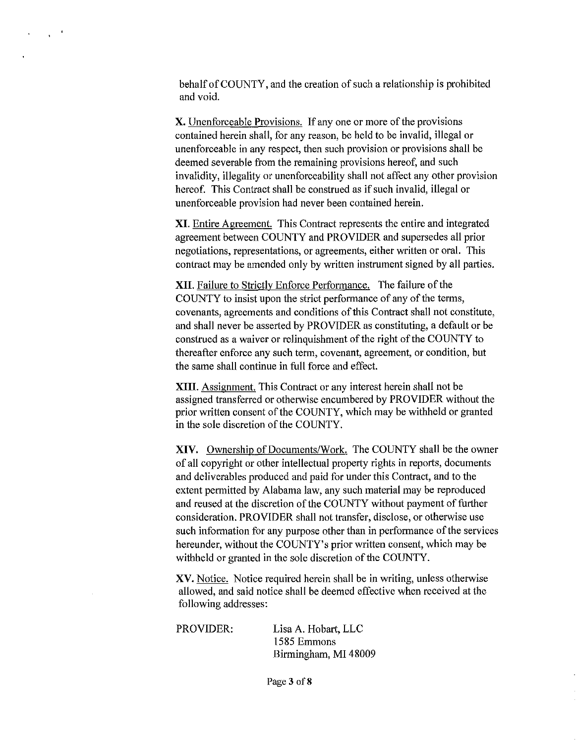behalf of COUNTY, and the creation of such a relationship is prohibited and void.

**X.** Unenforceable Provisions. If any one or more of the provisions contained herein shall, for any reason, be held to be invalid, illegal or unenforceable in any respect, then such provision or provisions shall be deemed severable from the remaining provisions hereof, and such invalidity, illegality or unenforceability shall not affect any other provision hereof. This Contract shall be construed as if such invalid, illegal or unenforceable provision had never been contained herein.

**XI.** Entire Agreement. This Contract represents the entire and integrated agreement between COUNTY and PROVIDER and supersedes all prior negotiations, representations, or agreements, either written or oral. This contract may be amended only by written instrument signed by all parties.

**XII.** Failure to Strictly Enforce Performance. The failure of the COUNTY to insist upon the strict performance of any of the terms, covenants, agreements and conditions of this Contract shall not constitute, and shall never be asserted by PROVIDER as constituting, a default or be construed as a waiver or relinquishment of the right of the COUNTY to thereafter enforce any such term, covenant, agreement, or condition, but the same shall continue in full force and effect.

**XIII.** Assignment. This Contract or any interest herein shall not be assigned transferred or otherwise encumbered by PROVIDER without the prior written consent of the COUNTY, which may be withheld or granted in the sole discretion of the COUNTY.

**XIV.** Ownership of Documents/Work. The COUNTY shall be the owner of all copyright or other intellectual property rights in reports, documents and deliverables produced and paid for under this Contract, and to the extent permitted by Alabama law, any such material may be reproduced and reused at the discretion of the COUNTY without payment of further consideration. PROVIDER shall not transfer, disclose, or otherwise use such information for any purpose other than in performance of the services hereunder, without the COUNTY's prior written consent, which may be withheld or granted in the sole discretion of the COUNTY.

**XV.** Notice. Notice required herein shall be in writing, unless otherwise allowed, and said notice shall be deemed effective when received at the following addresses:

PROVIDER: Lisa A. Hobart, LLC
1585 Emmons
Birmingham, MI 48009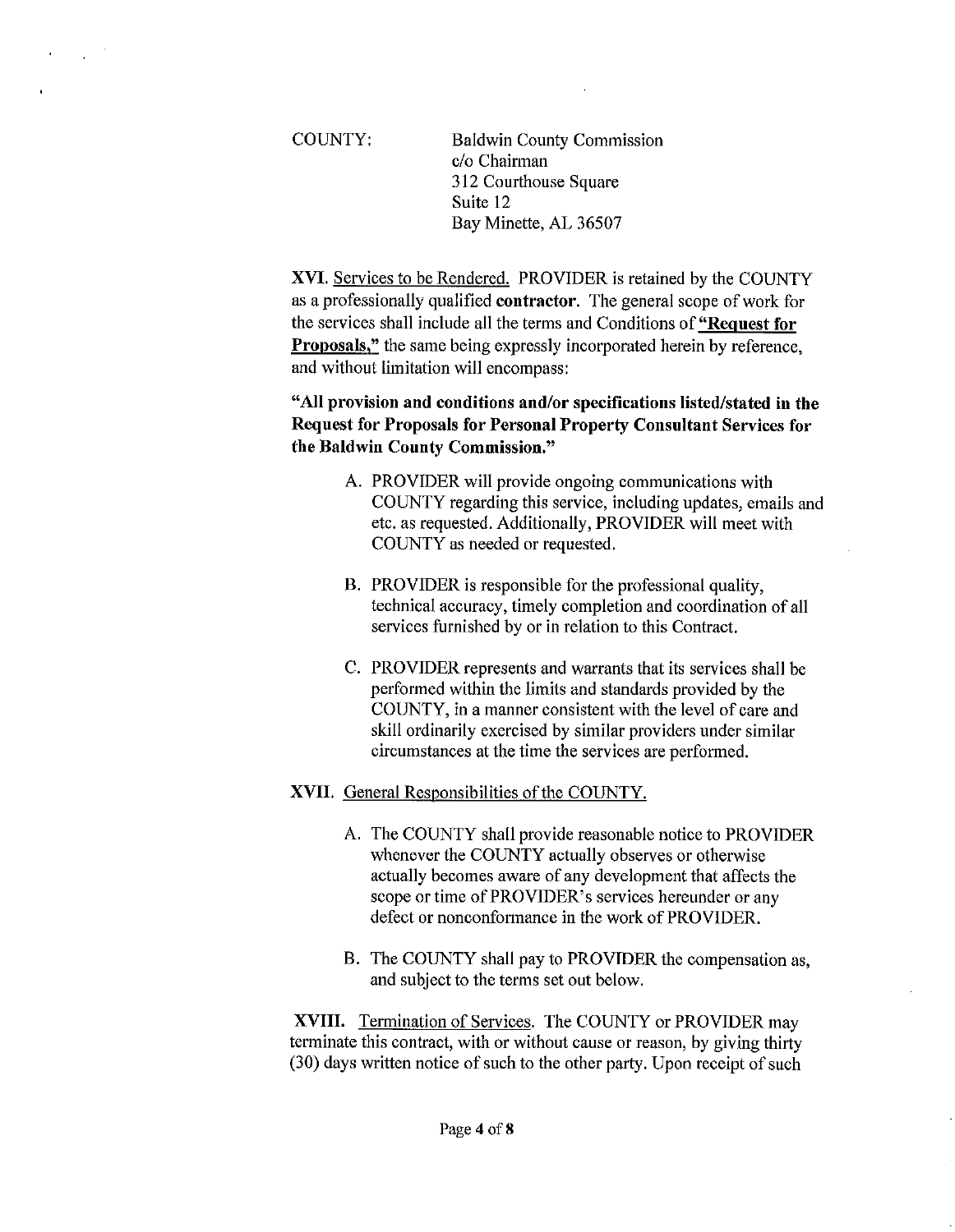COUNTY: Baldwin County Commission
c/o Chairman
312 Courthouse Square
Suite 12
Bay Minette, AL 36507

**XVI.** Services to be Rendered. PROVIDER is retained by the COUNTY as a professionally qualified **contractor**. The general scope of work for the services shall include all the terms and Conditions of **"Request for Proposals,"** the same being expressly incorporated herein by reference, and without limitation will encompass:

**"All provision and conditions and/or specifications listed/stated in the Request for Proposals for Personal Property Consultant Services for the Baldwin County Commission."**

A. PROVIDER will provide ongoing communications with COUNTY regarding this service, including updates, emails and etc. as requested. Additionally, PROVIDER will meet with COUNTY as needed or requested.

B. PROVIDER is responsible for the professional quality, technical accuracy, timely completion and coordination of all services furnished by or in relation to this Contract.

C. PROVIDER represents and warrants that its services shall be performed within the limits and standards provided by the COUNTY, in a manner consistent with the level of care and skill ordinarily exercised by similar providers under similar circumstances at the time the services are performed.

**XVII.** General Responsibilities of the COUNTY.

A. The COUNTY shall provide reasonable notice to PROVIDER whenever the COUNTY actually observes or otherwise actually becomes aware of any development that affects the scope or time of PROVIDER's services hereunder or any defect or nonconformance in the work of PROVIDER.

B. The COUNTY shall pay to PROVIDER the compensation as, and subject to the terms set out below.

**XVIII.** Termination of Services. The COUNTY or PROVIDER may terminate this contract, with or without cause or reason, by giving thirty (30) days written notice of such to the other party. Upon receipt of such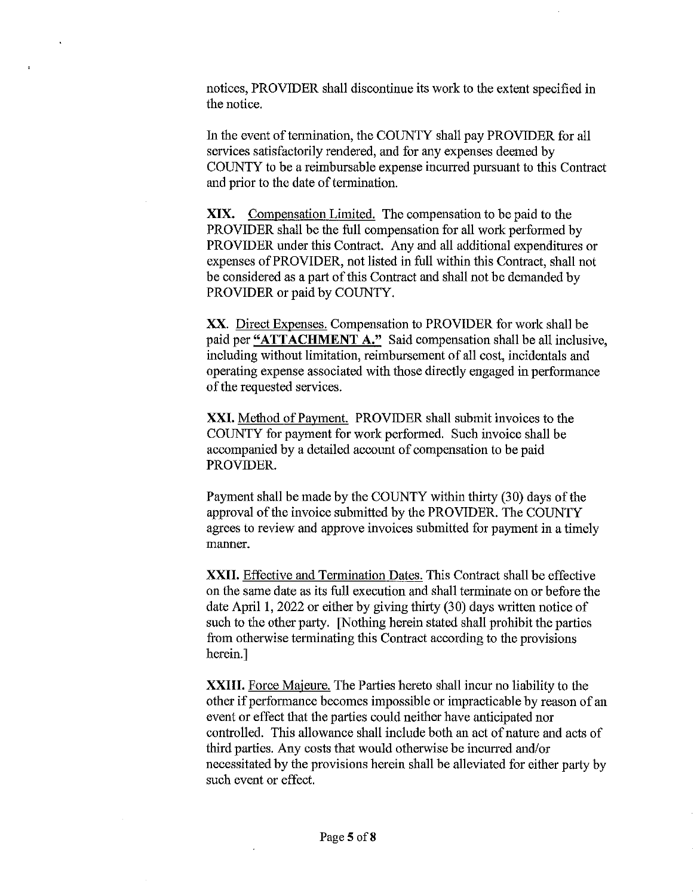notices, PROVIDER shall discontinue its work to the extent specified in the notice.

In the event of termination, the COUNTY shall pay PROVIDER for all services satisfactorily rendered, and for any expenses deemed by COUNTY to be a reimbursable expense incurred pursuant to this Contract and prior to the date of termination.

**XIX.** <u>Compensation Limited.</u> The compensation to be paid to the PROVIDER shall be the full compensation for all work performed by PROVIDER under this Contract. Any and all additional expenditures or expenses of PROVIDER, not listed in full within this Contract, shall not be considered as a part of this Contract and shall not be demanded by PROVIDER or paid by COUNTY.

**XX.** <u>Direct Expenses.</u> Compensation to PROVIDER for work shall be paid per **<u>"ATTACHMENT A."</u>** Said compensation shall be all inclusive, including without limitation, reimbursement of all cost, incidentals and operating expense associated with those directly engaged in performance of the requested services.

**XXI.** <u>Method of Payment.</u> PROVIDER shall submit invoices to the COUNTY for payment for work performed. Such invoice shall be accompanied by a detailed account of compensation to be paid PROVIDER.

Payment shall be made by the COUNTY within thirty (30) days of the approval of the invoice submitted by the PROVIDER. The COUNTY agrees to review and approve invoices submitted for payment in a timely manner.

**XXII.** <u>Effective and Termination Dates.</u> This Contract shall be effective on the same date as its full execution and shall terminate on or before the date April 1, 2022 or either by giving thirty (30) days written notice of such to the other party. [Nothing herein stated shall prohibit the parties from otherwise terminating this Contract according to the provisions herein.]

**XXIII.** <u>Force Majeure.</u> The Parties hereto shall incur no liability to the other if performance becomes impossible or impracticable by reason of an event or effect that the parties could neither have anticipated nor controlled. This allowance shall include both an act of nature and acts of third parties. Any costs that would otherwise be incurred and/or necessitated by the provisions herein shall be alleviated for either party by such event or effect.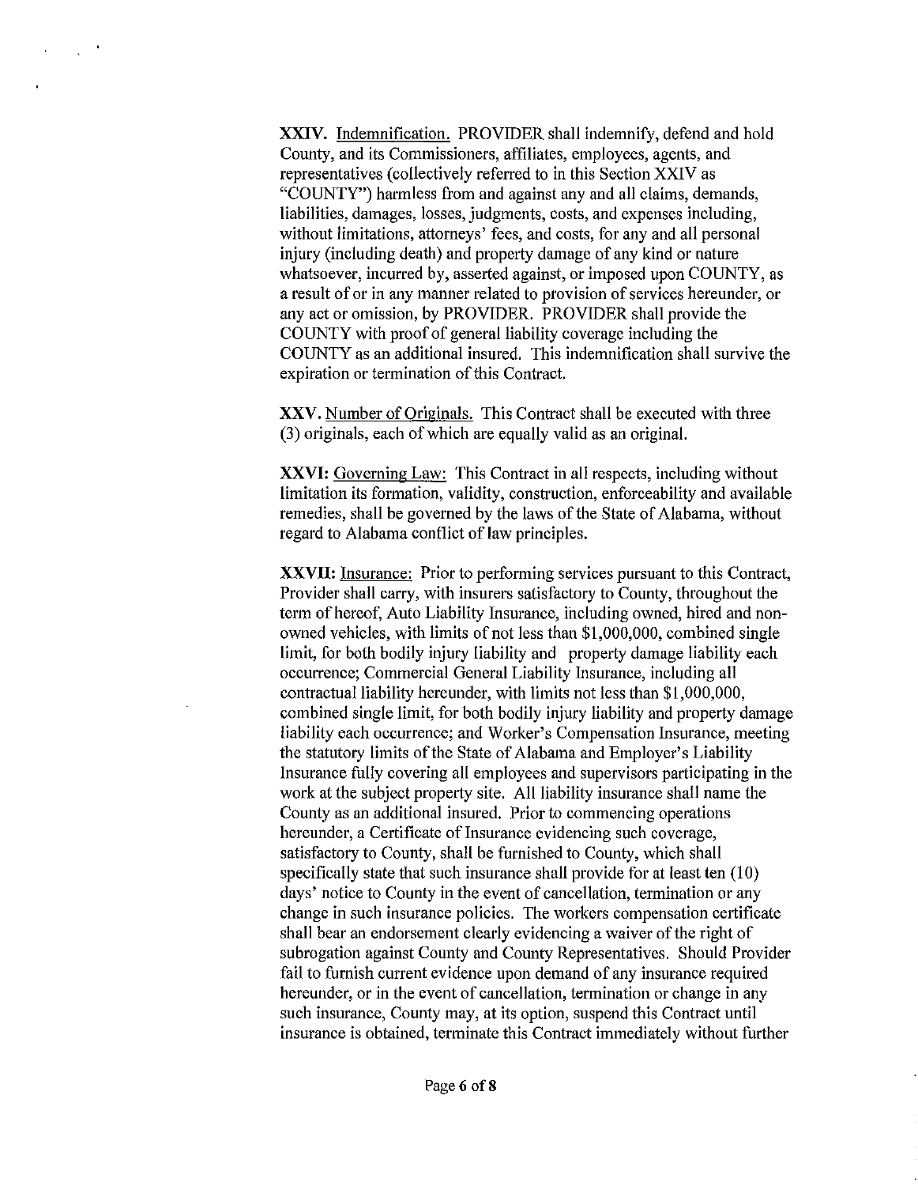**XXIV.** Indemnification. PROVIDER shall indemnify, defend and hold County, and its Commissioners, affiliates, employees, agents, and representatives (collectively referred to in this Section XXIV as "COUNTY") harmless from and against any and all claims, demands, liabilities, damages, losses, judgments, costs, and expenses including, without limitations, attorneys' fees, and costs, for any and all personal injury (including death) and property damage of any kind or nature whatsoever, incurred by, asserted against, or imposed upon COUNTY, as a result of or in any manner related to provision of services hereunder, or any act or omission, by PROVIDER. PROVIDER shall provide the COUNTY with proof of general liability coverage including the COUNTY as an additional insured. This indemnification shall survive the expiration or termination of this Contract.

**XXV.** Number of Originals. This Contract shall be executed with three (3) originals, each of which are equally valid as an original.

**XXVI:** Governing Law: This Contract in all respects, including without limitation its formation, validity, construction, enforceability and available remedies, shall be governed by the laws of the State of Alabama, without regard to Alabama conflict of law principles.

**XXVII:** Insurance: Prior to performing services pursuant to this Contract, Provider shall carry, with insurers satisfactory to County, throughout the term of hereof, Auto Liability Insurance, including owned, hired and non-owned vehicles, with limits of not less than $1,000,000, combined single limit, for both bodily injury liability and property damage liability each occurrence; Commercial General Liability Insurance, including all contractual liability hereunder, with limits not less than $1,000,000, combined single limit, for both bodily injury liability and property damage liability each occurrence; and Worker's Compensation Insurance, meeting the statutory limits of the State of Alabama and Employer's Liability Insurance fully covering all employees and supervisors participating in the work at the subject property site. All liability insurance shall name the County as an additional insured. Prior to commencing operations hereunder, a Certificate of Insurance evidencing such coverage, satisfactory to County, shall be furnished to County, which shall specifically state that such insurance shall provide for at least ten (10) days' notice to County in the event of cancellation, termination or any change in such insurance policies. The workers compensation certificate shall bear an endorsement clearly evidencing a waiver of the right of subrogation against County and County Representatives. Should Provider fail to furnish current evidence upon demand of any insurance required hereunder, or in the event of cancellation, termination or change in any such insurance, County may, at its option, suspend this Contract until insurance is obtained, terminate this Contract immediately without further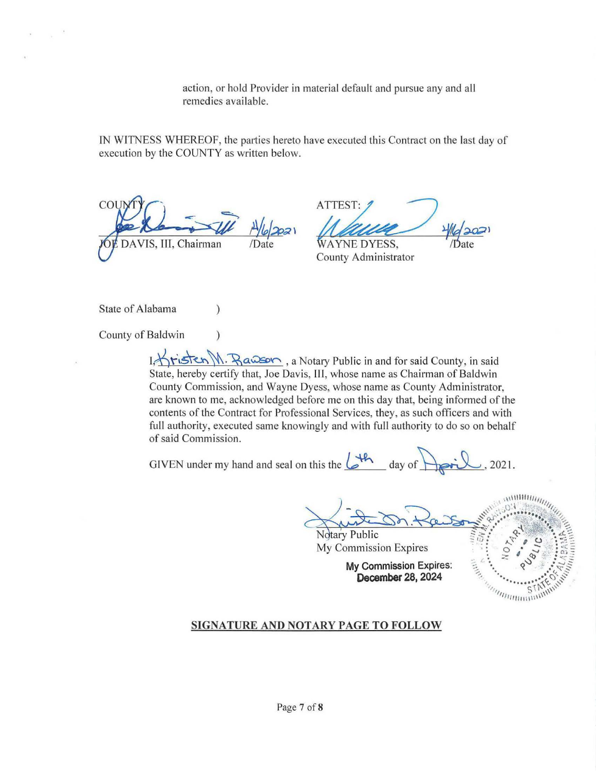action, or hold Provider in material default and pursue any and all remedies available.

IN WITNESS WHEREOF, the parties hereto have executed this Contract on the last day of execution by the COUNTY as written below.

| COUNTY | | ATTEST: | |
|---|---|---|---|
| JOE DAVIS, III, Chairman | 4/6/2021 /Date | WAYNE DYESS, County Administrator | 4/6/2021 /Date |

State of Alabama )

County of Baldwin )

I, Kristen M. Rawson, a Notary Public in and for said County, in said State, hereby certify that, Joe Davis, III, whose name as Chairman of Baldwin County Commission, and Wayne Dyess, whose name as County Administrator, are known to me, acknowledged before me on this day that, being informed of the contents of the Contract for Professional Services, they, as such officers and with full authority, executed same knowingly and with full authority to do so on behalf of said Commission.

GIVEN under my hand and seal on this the 6th day of April, 2021.

Notary Public
My Commission Expires

**My Commission Expires: December 28, 2024**

**SIGNATURE AND NOTARY PAGE TO FOLLOW**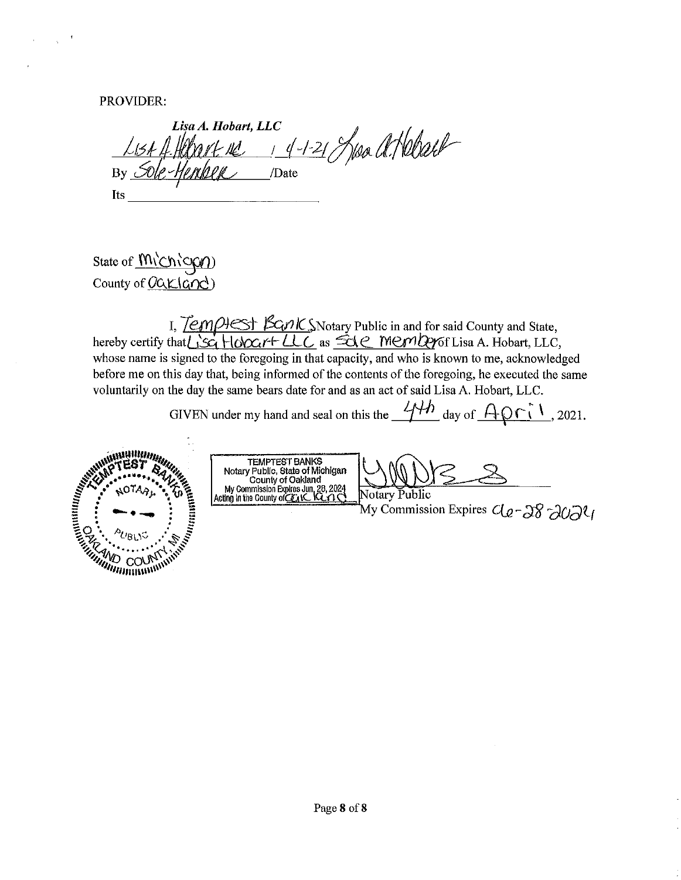PROVIDER:

***Lisa A. Hobart, LLC***

Lisa A Hobart LLC 4-1-21 Lisa A. Hobart

By Sole-Member /Date

Its ______________________________

State of Michigan)
County of Oakland)

I, Temptest Banks, Notary Public in and for said County and State, hereby certify that Lisa Hobart LLC as Sole Member of Lisa A. Hobart, LLC, whose name is signed to the foregoing in that capacity, and who is known to me, acknowledged before me on this day that, being informed of the contents of the foregoing, he executed the same voluntarily on the day the same bears date for and as an act of said Lisa A. Hobart, LLC.

GIVEN under my hand and seal on this the 4th day of April, 2021.

TEMPTEST BANKS
Notary Public, State of Michigan
County of Oakland
My Commission Expires Jun. 28, 2024
Acting in the County of Oakland

Notary Public
My Commission Expires 06-28-2024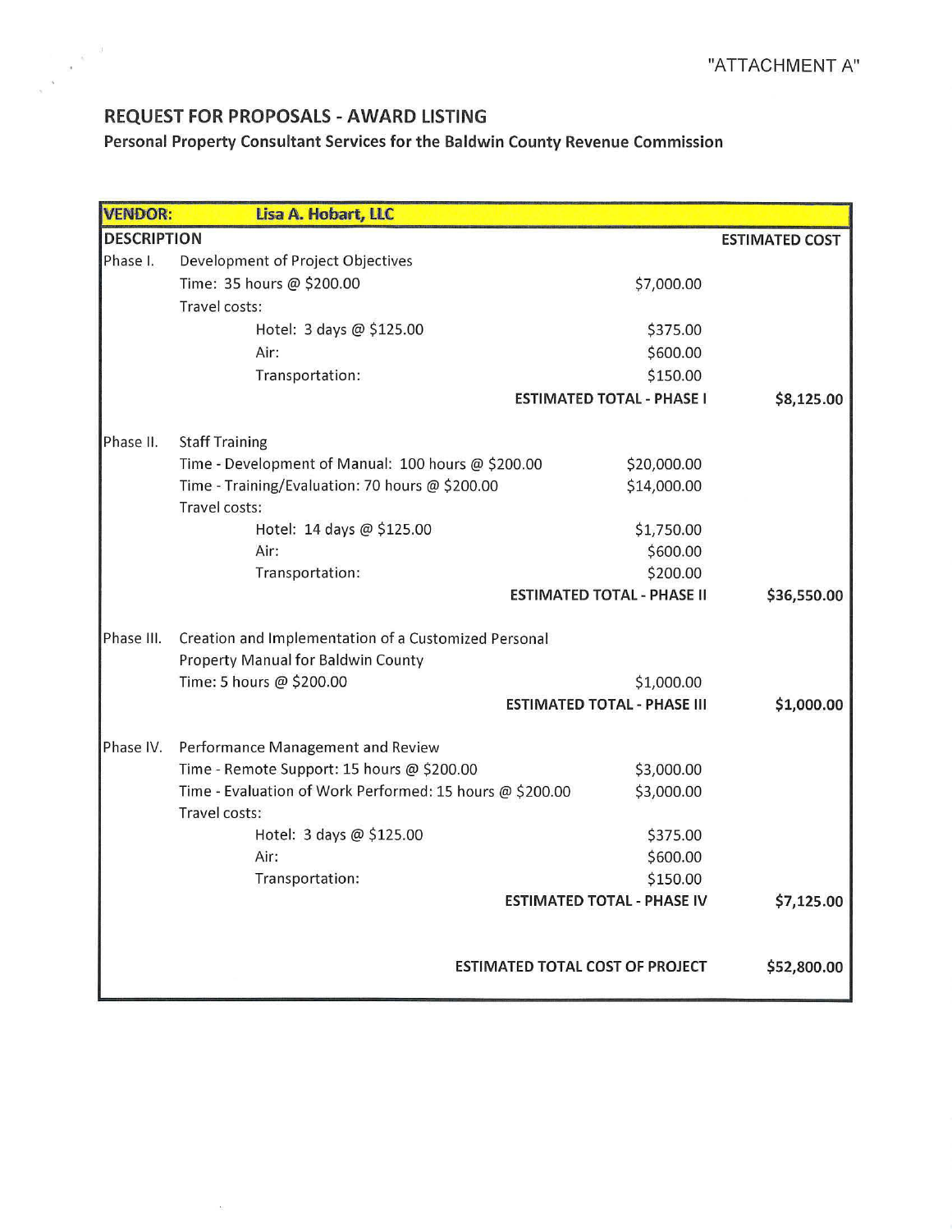"ATTACHMENT A"

## REQUEST FOR PROPOSALS - AWARD LISTING

**Personal Property Consultant Services for the Baldwin County Revenue Commission**

| **VENDOR:** | **Lisa A. Hobart, LLC** | | |
|---|---|---|---|
| **DESCRIPTION** | | | **ESTIMATED COST** |
| Phase I. | Development of Project Objectives | | |
| | Time: 35 hours @ $200.00 | $7,000.00 | |
| | Travel costs: | | |
| | Hotel: 3 days @ $125.00 | $375.00 | |
| | Air: | $600.00 | |
| | Transportation: | $150.00 | |
| | | **ESTIMATED TOTAL - PHASE I** | **$8,125.00** |
| Phase II. | Staff Training | | |
| | Time - Development of Manual: 100 hours @ $200.00 | $20,000.00 | |
| | Time - Training/Evaluation: 70 hours @ $200.00 | $14,000.00 | |
| | Travel costs: | | |
| | Hotel: 14 days @ $125.00 | $1,750.00 | |
| | Air: | $600.00 | |
| | Transportation: | $200.00 | |
| | | **ESTIMATED TOTAL - PHASE II** | **$36,550.00** |
| Phase III. | Creation and Implementation of a Customized Personal Property Manual for Baldwin County | | |
| | Time: 5 hours @ $200.00 | $1,000.00 | |
| | | **ESTIMATED TOTAL - PHASE III** | **$1,000.00** |
| Phase IV. | Performance Management and Review | | |
| | Time - Remote Support: 15 hours @ $200.00 | $3,000.00 | |
| | Time - Evaluation of Work Performed: 15 hours @ $200.00 | $3,000.00 | |
| | Travel costs: | | |
| | Hotel: 3 days @ $125.00 | $375.00 | |
| | Air: | $600.00 | |
| | Transportation: | $150.00 | |
| | | **ESTIMATED TOTAL - PHASE IV** | **$7,125.00** |
| | | **ESTIMATED TOTAL COST OF PROJECT** | **$52,800.00** |